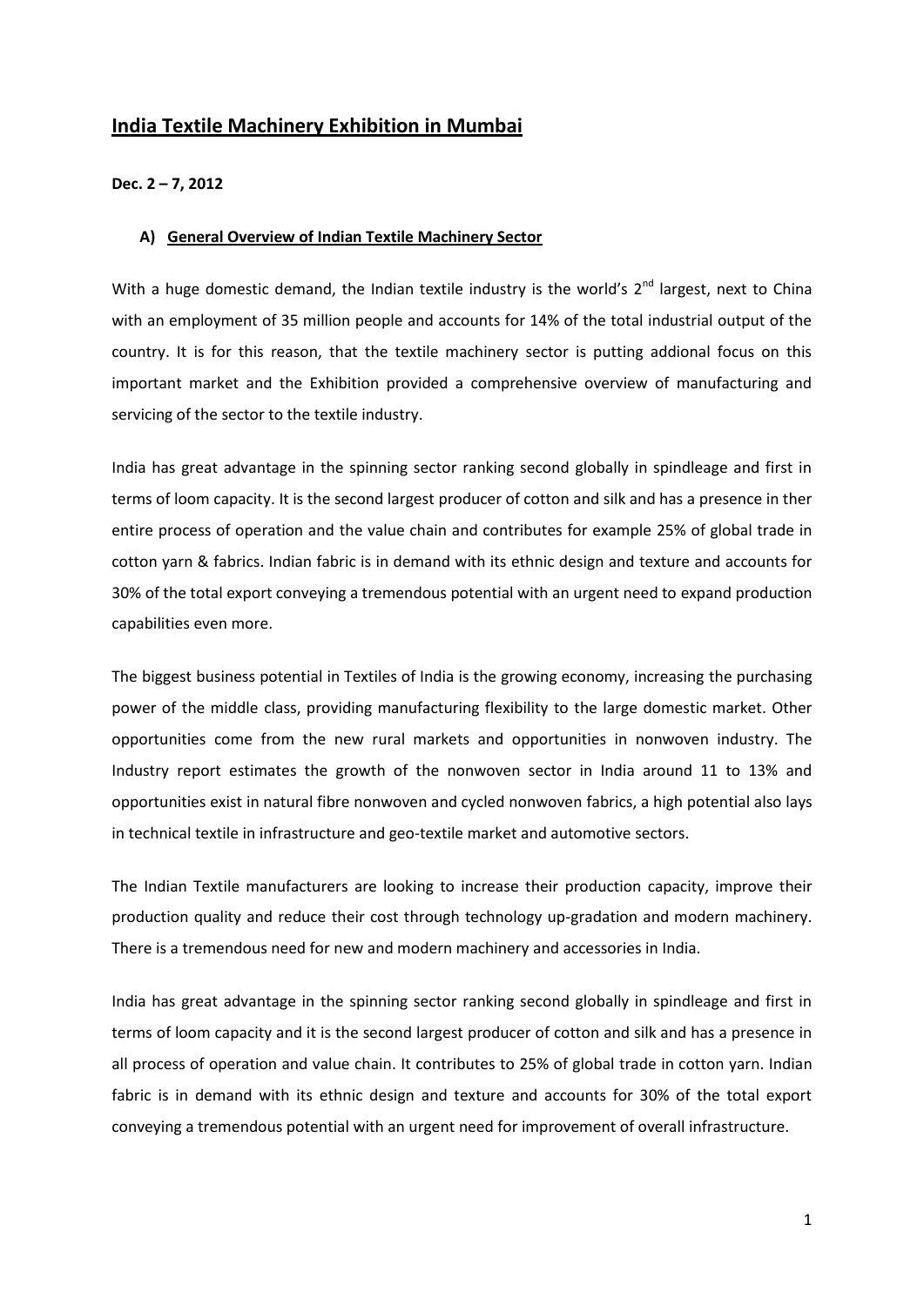# India Textile Machinery Exhibition in Mumbai

**Dec. 2 – 7, 2012**

## A) General Overview of Indian Textile Machinery Sector

With a huge domestic demand, the Indian textile industry is the world's 2nd largest, next to China with an employment of 35 million people and accounts for 14% of the total industrial output of the country. It is for this reason, that the textile machinery sector is putting addional focus on this important market and the Exhibition provided a comprehensive overview of manufacturing and servicing of the sector to the textile industry.

India has great advantage in the spinning sector ranking second globally in spindleage and first in terms of loom capacity. It is the second largest producer of cotton and silk and has a presence in ther entire process of operation and the value chain and contributes for example 25% of global trade in cotton yarn & fabrics. Indian fabric is in demand with its ethnic design and texture and accounts for 30% of the total export conveying a tremendous potential with an urgent need to expand production capabilities even more.

The biggest business potential in Textiles of India is the growing economy, increasing the purchasing power of the middle class, providing manufacturing flexibility to the large domestic market. Other opportunities come from the new rural markets and opportunities in nonwoven industry. The Industry report estimates the growth of the nonwoven sector in India around 11 to 13% and opportunities exist in natural fibre nonwoven and cycled nonwoven fabrics, a high potential also lays in technical textile in infrastructure and geo-textile market and automotive sectors.

The Indian Textile manufacturers are looking to increase their production capacity, improve their production quality and reduce their cost through technology up-gradation and modern machinery. There is a tremendous need for new and modern machinery and accessories in India.

India has great advantage in the spinning sector ranking second globally in spindleage and first in terms of loom capacity and it is the second largest producer of cotton and silk and has a presence in all process of operation and value chain. It contributes to 25% of global trade in cotton yarn. Indian fabric is in demand with its ethnic design and texture and accounts for 30% of the total export conveying a tremendous potential with an urgent need for improvement of overall infrastructure.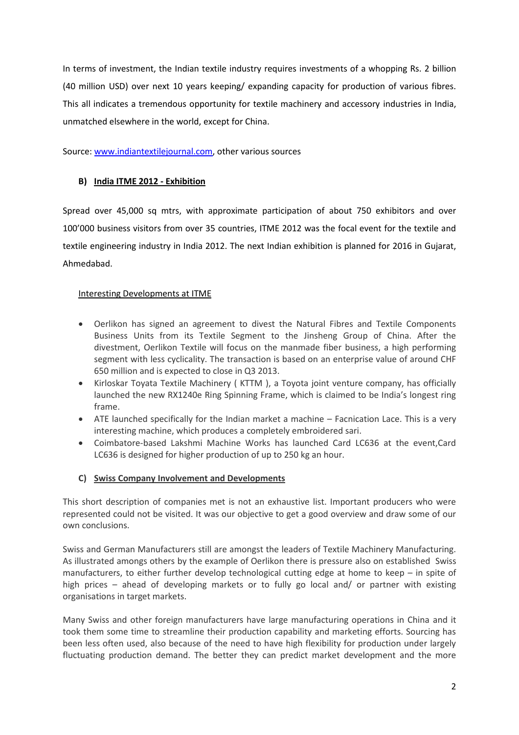In terms of investment, the Indian textile industry requires investments of a whopping Rs. 2 billion (40 million USD) over next 10 years keeping/ expanding capacity for production of various fibres. This all indicates a tremendous opportunity for textile machinery and accessory industries in India, unmatched elsewhere in the world, except for China.

Source: www.indiantextilejournal.com, other various sources

### B) India ITME 2012 - Exhibition

Spread over 45,000 sq mtrs, with approximate participation of about 750 exhibitors and over 100'000 business visitors from over 35 countries, ITME 2012 was the focal event for the textile and textile engineering industry in India 2012. The next Indian exhibition is planned for 2016 in Gujarat, Ahmedabad.

#### Interesting Developments at ITME

- Oerlikon has signed an agreement to divest the Natural Fibres and Textile Components Business Units from its Textile Segment to the Jinsheng Group of China. After the divestment, Oerlikon Textile will focus on the manmade fiber business, a high performing segment with less cyclicality. The transaction is based on an enterprise value of around CHF 650 million and is expected to close in Q3 2013.
- Kirloskar Toyata Textile Machinery ( KTTM ), a Toyota joint venture company, has officially launched the new RX1240e Ring Spinning Frame, which is claimed to be India's longest ring frame.
- ATE launched specifically for the Indian market a machine – Facnication Lace. This is a very interesting machine, which produces a completely embroidered sari.
- Coimbatore-based Lakshmi Machine Works has launched Card LC636 at the event,Card LC636 is designed for higher production of up to 250 kg an hour.

### C) Swiss Company Involvement and Developments

This short description of companies met is not an exhaustive list. Important producers who were represented could not be visited. It was our objective to get a good overview and draw some of our own conclusions.

Swiss and German Manufacturers still are amongst the leaders of Textile Machinery Manufacturing. As illustrated amongs others by the example of Oerlikon there is pressure also on established Swiss manufacturers, to either further develop technological cutting edge at home to keep – in spite of high prices – ahead of developing markets or to fully go local and/ or partner with existing organisations in target markets.

Many Swiss and other foreign manufacturers have large manufacturing operations in China and it took them some time to streamline their production capability and marketing efforts. Sourcing has been less often used, also because of the need to have high flexibility for production under largely fluctuating production demand. The better they can predict market development and the more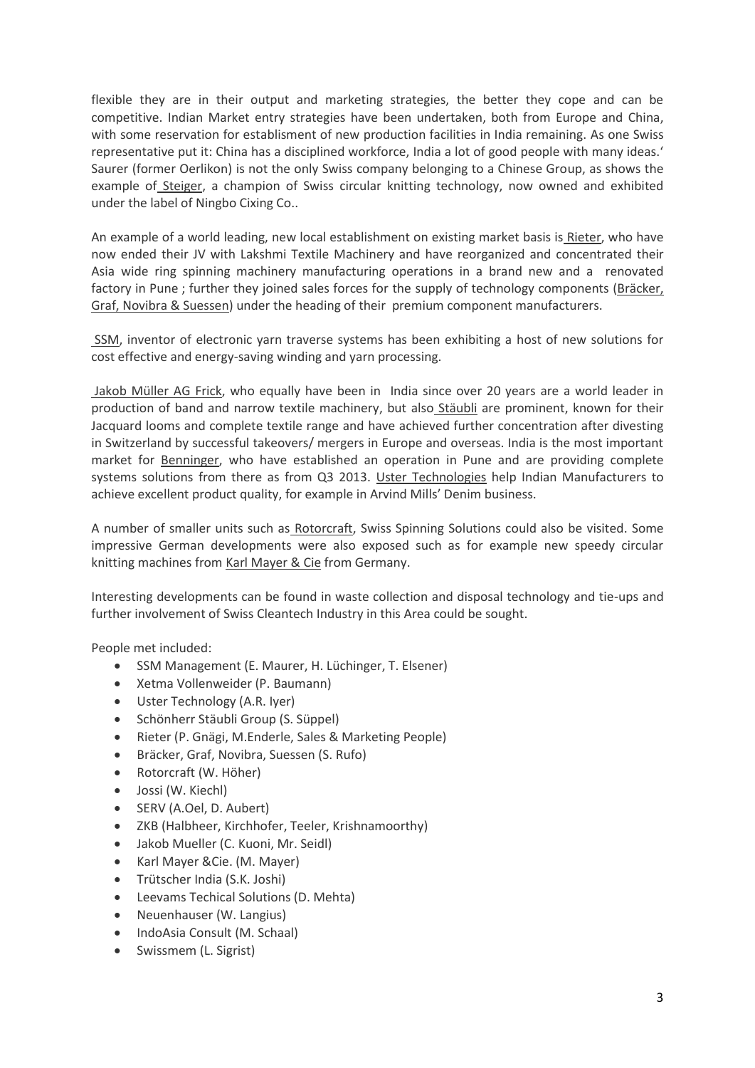flexible they are in their output and marketing strategies, the better they cope and can be competitive. Indian Market entry strategies have been undertaken, both from Europe and China, with some reservation for establisment of new production facilities in India remaining. As one Swiss representative put it: China has a disciplined workforce, India a lot of good people with many ideas.' Saurer (former Oerlikon) is not the only Swiss company belonging to a Chinese Group, as shows the example of Steiger, a champion of Swiss circular knitting technology, now owned and exhibited under the label of Ningbo Cixing Co..

An example of a world leading, new local establishment on existing market basis is Rieter, who have now ended their JV with Lakshmi Textile Machinery and have reorganized and concentrated their Asia wide ring spinning machinery manufacturing operations in a brand new and a renovated factory in Pune ; further they joined sales forces for the supply of technology components (Bräcker, Graf, Novibra & Suessen) under the heading of their premium component manufacturers.

SSM, inventor of electronic yarn traverse systems has been exhibiting a host of new solutions for cost effective and energy-saving winding and yarn processing.

Jakob Müller AG Frick, who equally have been in India since over 20 years are a world leader in production of band and narrow textile machinery, but also Stäubli are prominent, known for their Jacquard looms and complete textile range and have achieved further concentration after divesting in Switzerland by successful takeovers/ mergers in Europe and overseas. India is the most important market for Benninger, who have established an operation in Pune and are providing complete systems solutions from there as from Q3 2013. Uster Technologies help Indian Manufacturers to achieve excellent product quality, for example in Arvind Mills' Denim business.

A number of smaller units such as Rotorcraft, Swiss Spinning Solutions could also be visited. Some impressive German developments were also exposed such as for example new speedy circular knitting machines from Karl Mayer & Cie from Germany.

Interesting developments can be found in waste collection and disposal technology and tie-ups and further involvement of Swiss Cleantech Industry in this Area could be sought.

People met included:

- SSM Management (E. Maurer, H. Lüchinger, T. Elsener)
- Xetma Vollenweider (P. Baumann)
- Uster Technology (A.R. Iyer)
- Schönherr Stäubli Group (S. Süppel)
- Rieter (P. Gnägi, M.Enderle, Sales & Marketing People)
- Bräcker, Graf, Novibra, Suessen (S. Rufo)
- Rotorcraft (W. Höher)
- Jossi (W. Kiechl)
- SERV (A.Oel, D. Aubert)
- ZKB (Halbheer, Kirchhofer, Teeler, Krishnamoorthy)
- Jakob Mueller (C. Kuoni, Mr. Seidl)
- Karl Mayer &Cie. (M. Mayer)
- Trütscher India (S.K. Joshi)
- Leevams Techical Solutions (D. Mehta)
- Neuenhauser (W. Langius)
- IndoAsia Consult (M. Schaal)
- Swissmem (L. Sigrist)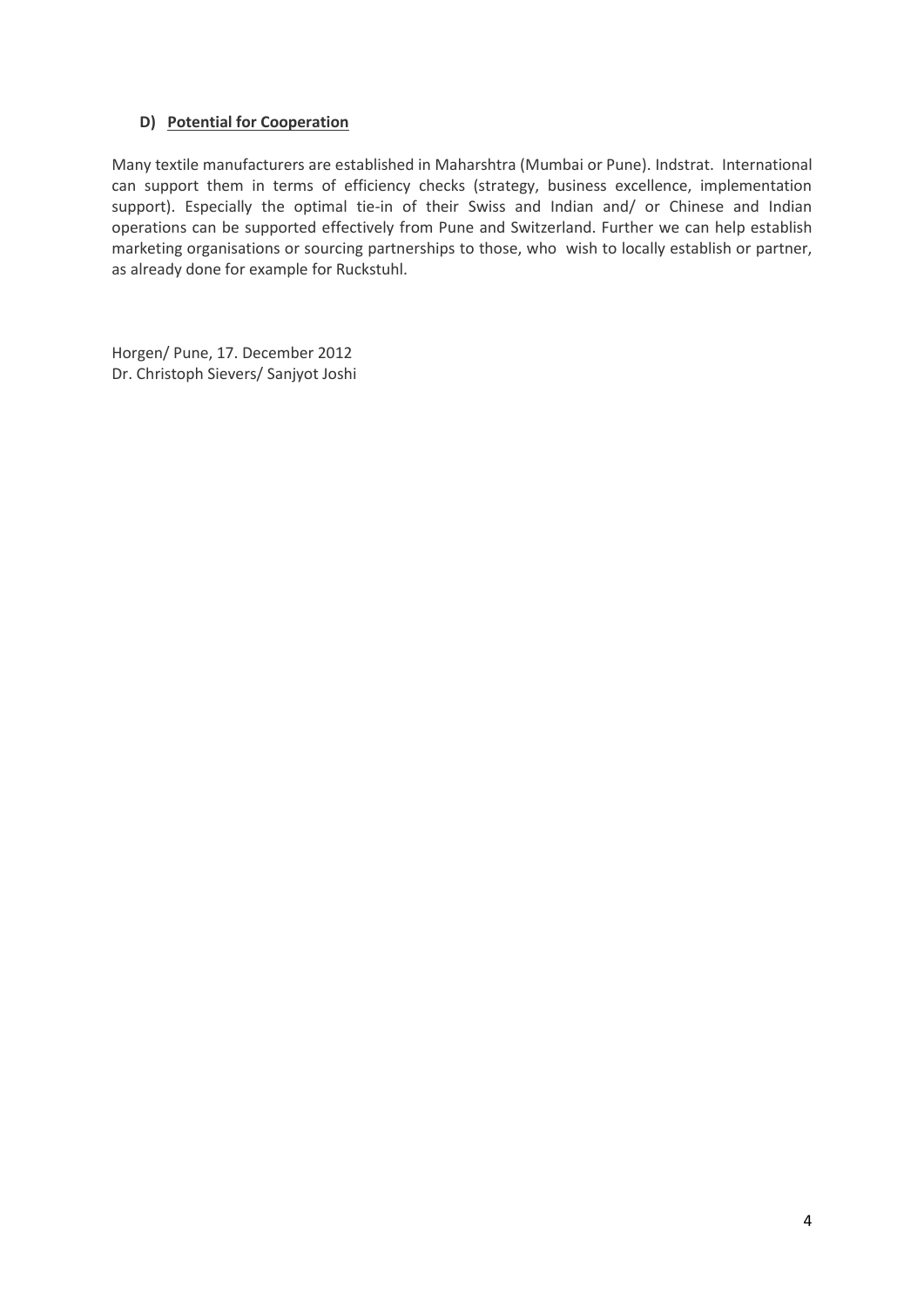### D) Potential for Cooperation

Many textile manufacturers are established in Maharshtra (Mumbai or Pune). Indstrat. International can support them in terms of efficiency checks (strategy, business excellence, implementation support). Especially the optimal tie-in of their Swiss and Indian and/ or Chinese and Indian operations can be supported effectively from Pune and Switzerland. Further we can help establish marketing organisations or sourcing partnerships to those, who wish to locally establish or partner, as already done for example for Ruckstuhl.

Horgen/ Pune, 17. December 2012
Dr. Christoph Sievers/ Sanjyot Joshi